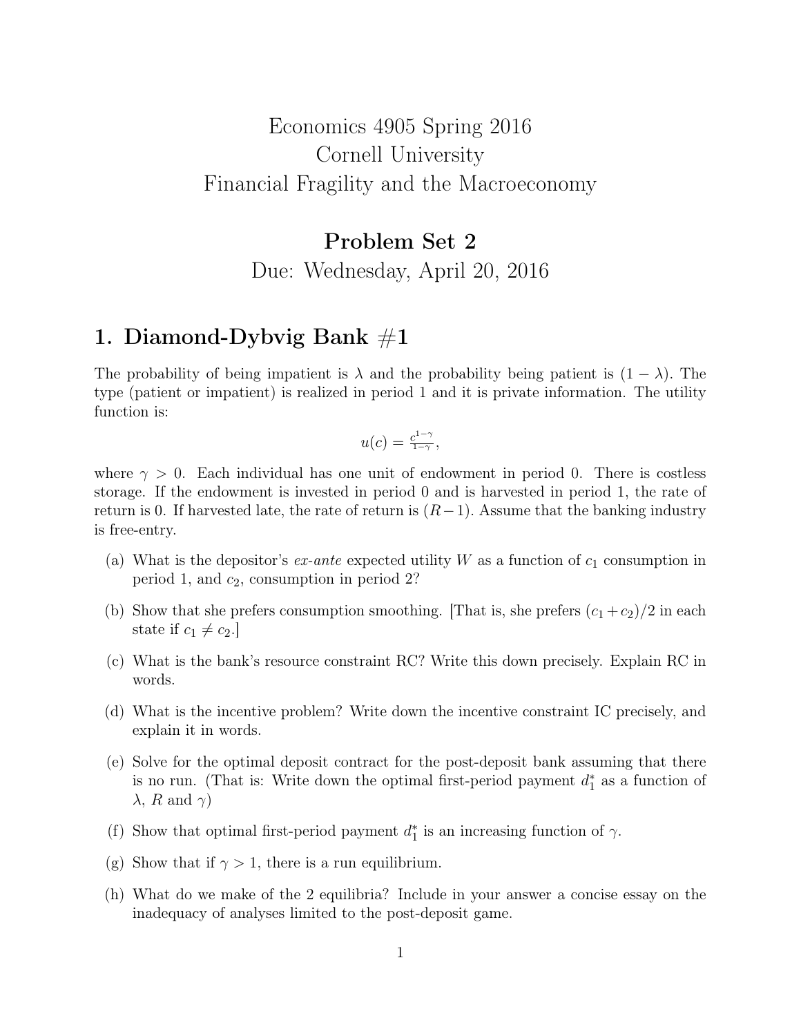# Economics 4905 Spring 2016
# Cornell University
# Financial Fragility and the Macroeconomy

## Problem Set 2

Due: Wednesday, April 20, 2016

## 1. Diamond-Dybvig Bank #1

The probability of being impatient is $\lambda$ and the probability being patient is $(1 - \lambda)$. The type (patient or impatient) is realized in period 1 and it is private information. The utility function is:

$$u(c) = \frac{c^{1-\gamma}}{1-\gamma},$$

where $\gamma > 0$. Each individual has one unit of endowment in period 0. There is costless storage. If the endowment is invested in period 0 and is harvested in period 1, the rate of return is 0. If harvested late, the rate of return is $(R - 1)$. Assume that the banking industry is free-entry.

(a) What is the depositor's *ex-ante* expected utility $W$ as a function of $c_1$ consumption in period 1, and $c_2$, consumption in period 2?

(b) Show that she prefers consumption smoothing. [That is, she prefers $(c_1 + c_2)/2$ in each state if $c_1 \neq c_2$.]

(c) What is the bank's resource constraint RC? Write this down precisely. Explain RC in words.

(d) What is the incentive problem? Write down the incentive constraint IC precisely, and explain it in words.

(e) Solve for the optimal deposit contract for the post-deposit bank assuming that there is no run. (That is: Write down the optimal first-period payment $d_1^*$ as a function of $\lambda$, $R$ and $\gamma$)

(f) Show that optimal first-period payment $d_1^*$ is an increasing function of $\gamma$.

(g) Show that if $\gamma > 1$, there is a run equilibrium.

(h) What do we make of the 2 equilibria? Include in your answer a concise essay on the inadequacy of analyses limited to the post-deposit game.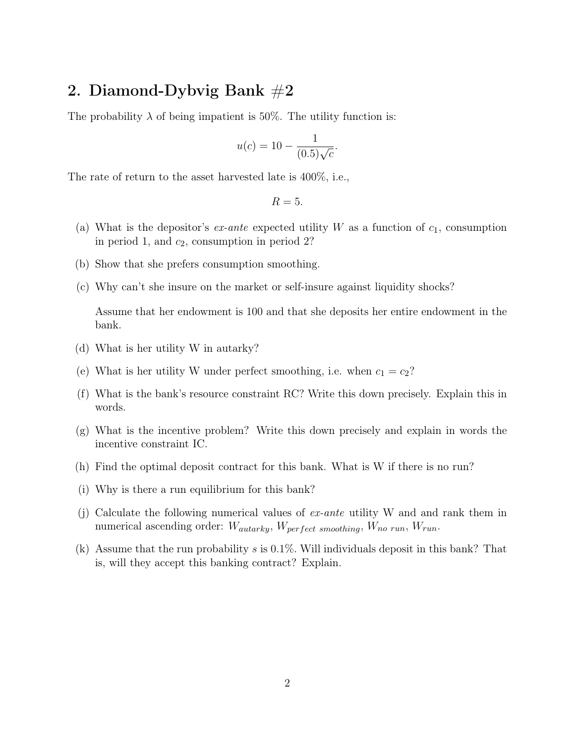## 2. Diamond-Dybvig Bank #2

The probability $\lambda$ of being impatient is 50%. The utility function is:

$$u(c) = 10 - \frac{1}{(0.5)\sqrt{c}}.$$

The rate of return to the asset harvested late is 400%, i.e.,

$$R = 5.$$

(a) What is the depositor's *ex-ante* expected utility $W$ as a function of $c_1$, consumption in period 1, and $c_2$, consumption in period 2?

(b) Show that she prefers consumption smoothing.

(c) Why can't she insure on the market or self-insure against liquidity shocks?

Assume that her endowment is 100 and that she deposits her entire endowment in the bank.

(d) What is her utility W in autarky?

(e) What is her utility W under perfect smoothing, i.e. when $c_1 = c_2$?

(f) What is the bank's resource constraint RC? Write this down precisely. Explain this in words.

(g) What is the incentive problem? Write this down precisely and explain in words the incentive constraint IC.

(h) Find the optimal deposit contract for this bank. What is W if there is no run?

(i) Why is there a run equilibrium for this bank?

(j) Calculate the following numerical values of *ex-ante* utility W and and rank them in numerical ascending order: $W_{autarky}$, $W_{perfect\ smoothing}$, $W_{no\ run}$, $W_{run}$.

(k) Assume that the run probability $s$ is 0.1%. Will individuals deposit in this bank? That is, will they accept this banking contract? Explain.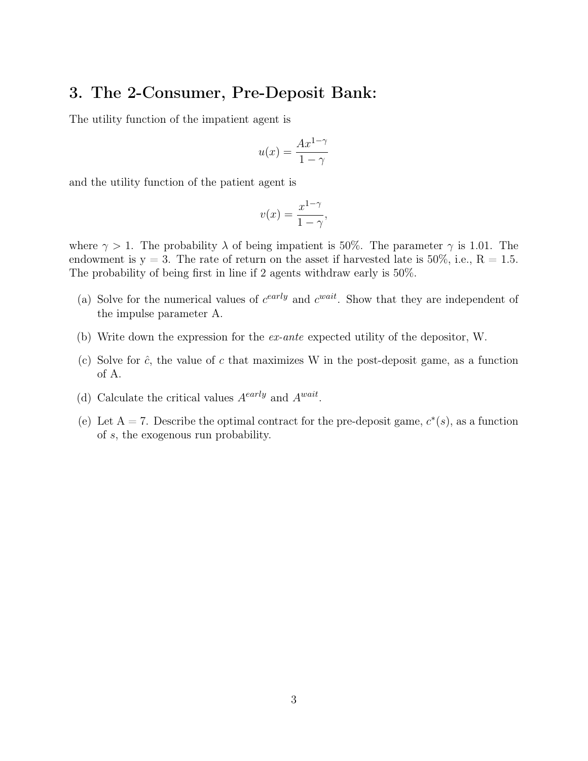## 3. The 2-Consumer, Pre-Deposit Bank:

The utility function of the impatient agent is

$$u(x) = \frac{Ax^{1-\gamma}}{1-\gamma}$$

and the utility function of the patient agent is

$$v(x) = \frac{x^{1-\gamma}}{1-\gamma},$$

where $\gamma > 1$. The probability $\lambda$ of being impatient is 50%. The parameter $\gamma$ is 1.01. The endowment is y = 3. The rate of return on the asset if harvested late is 50%, i.e., R = 1.5. The probability of being first in line if 2 agents withdraw early is 50%.

(a) Solve for the numerical values of $c^{early}$ and $c^{wait}$. Show that they are independent of the impulse parameter A.

(b) Write down the expression for the *ex-ante* expected utility of the depositor, W.

(c) Solve for $\hat{c}$, the value of $c$ that maximizes W in the post-deposit game, as a function of A.

(d) Calculate the critical values $A^{early}$ and $A^{wait}$.

(e) Let A = 7. Describe the optimal contract for the pre-deposit game, $c^*(s)$, as a function of $s$, the exogenous run probability.